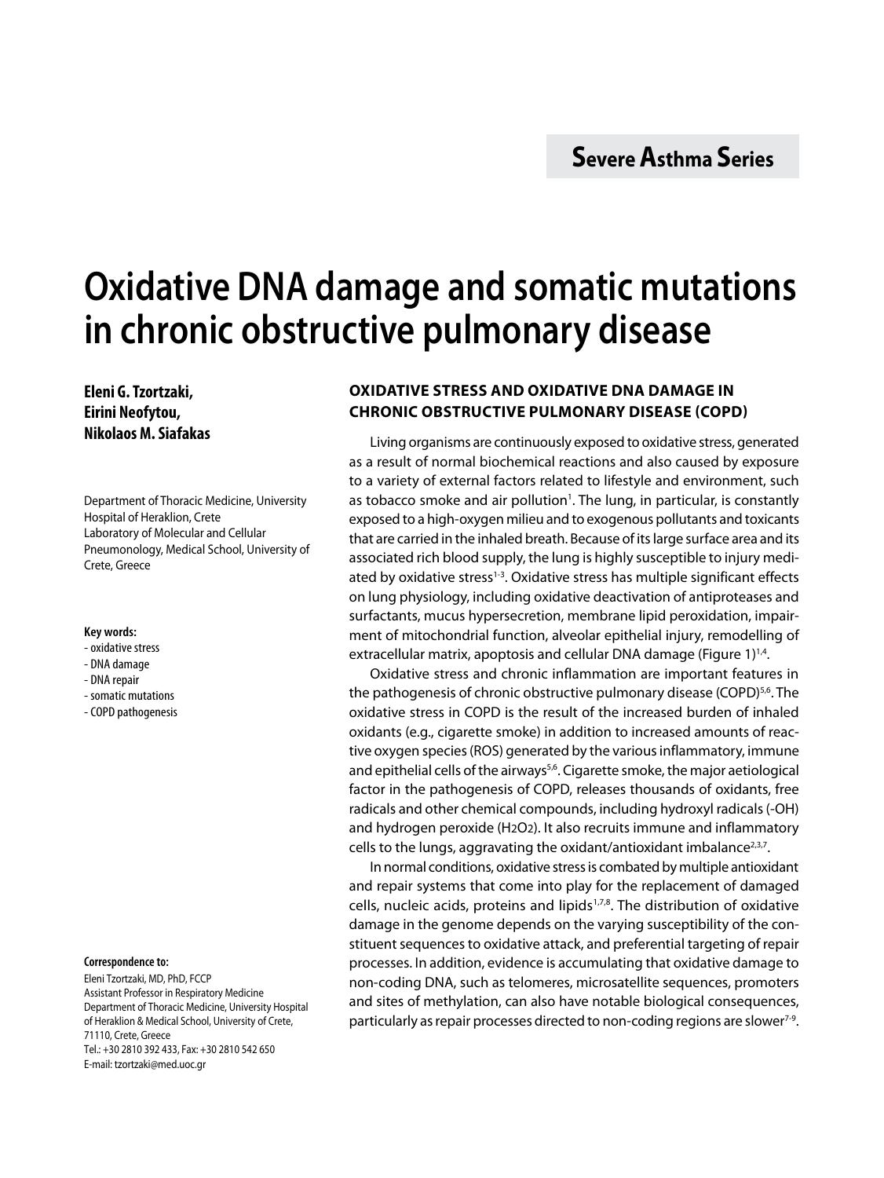Severe Asthma Series

# Oxidative DNA damage and somatic mutations in chronic obstructive pulmonary disease

**Eleni G. Tzortzaki, Eirini Neofytou, Nikolaos M. Siafakas**

Department of Thoracic Medicine, University Hospital of Heraklion, Crete
Laboratory of Molecular and Cellular Pneumonology, Medical School, University of Crete, Greece

**Key words:**
- oxidative stress
- DNA damage
- DNA repair
- somatic mutations
- COPD pathogenesis

**Correspondence to:**
Eleni Tzortzaki, MD, PhD, FCCP
Assistant Professor in Respiratory Medicine
Department of Thoracic Medicine, University Hospital of Heraklion & Medical School, University of Crete, 71110, Crete, Greece
Tel.: +30 2810 392 433, Fax: +30 2810 542 650
E-mail: tzortzaki@med.uoc.gr

## OXIDATIVE STRESS AND OXIDATIVE DNA DAMAGE IN CHRONIC OBSTRUCTIVE PULMONARY DISEASE (COPD)

Living organisms are continuously exposed to oxidative stress, generated as a result of normal biochemical reactions and also caused by exposure to a variety of external factors related to lifestyle and environment, such as tobacco smoke and air pollution[1]. The lung, in particular, is constantly exposed to a high-oxygen milieu and to exogenous pollutants and toxicants that are carried in the inhaled breath. Because of its large surface area and its associated rich blood supply, the lung is highly susceptible to injury mediated by oxidative stress[1-3]. Oxidative stress has multiple significant effects on lung physiology, including oxidative deactivation of antiproteases and surfactants, mucus hypersecretion, membrane lipid peroxidation, impairment of mitochondrial function, alveolar epithelial injury, remodelling of extracellular matrix, apoptosis and cellular DNA damage (Figure 1)[1,4].

Oxidative stress and chronic inflammation are important features in the pathogenesis of chronic obstructive pulmonary disease (COPD)[5,6]. The oxidative stress in COPD is the result of the increased burden of inhaled oxidants (e.g., cigarette smoke) in addition to increased amounts of reactive oxygen species (ROS) generated by the various inflammatory, immune and epithelial cells of the airways[5,6]. Cigarette smoke, the major aetiological factor in the pathogenesis of COPD, releases thousands of oxidants, free radicals and other chemical compounds, including hydroxyl radicals (-OH) and hydrogen peroxide ($H_2O_2$). It also recruits immune and inflammatory cells to the lungs, aggravating the oxidant/antioxidant imbalance[2,3,7].

In normal conditions, oxidative stress is combated by multiple antioxidant and repair systems that come into play for the replacement of damaged cells, nucleic acids, proteins and lipids[1,7,8]. The distribution of oxidative damage in the genome depends on the varying susceptibility of the constituent sequences to oxidative attack, and preferential targeting of repair processes. In addition, evidence is accumulating that oxidative damage to non-coding DNA, such as telomeres, microsatellite sequences, promoters and sites of methylation, can also have notable biological consequences, particularly as repair processes directed to non-coding regions are slower[7-9].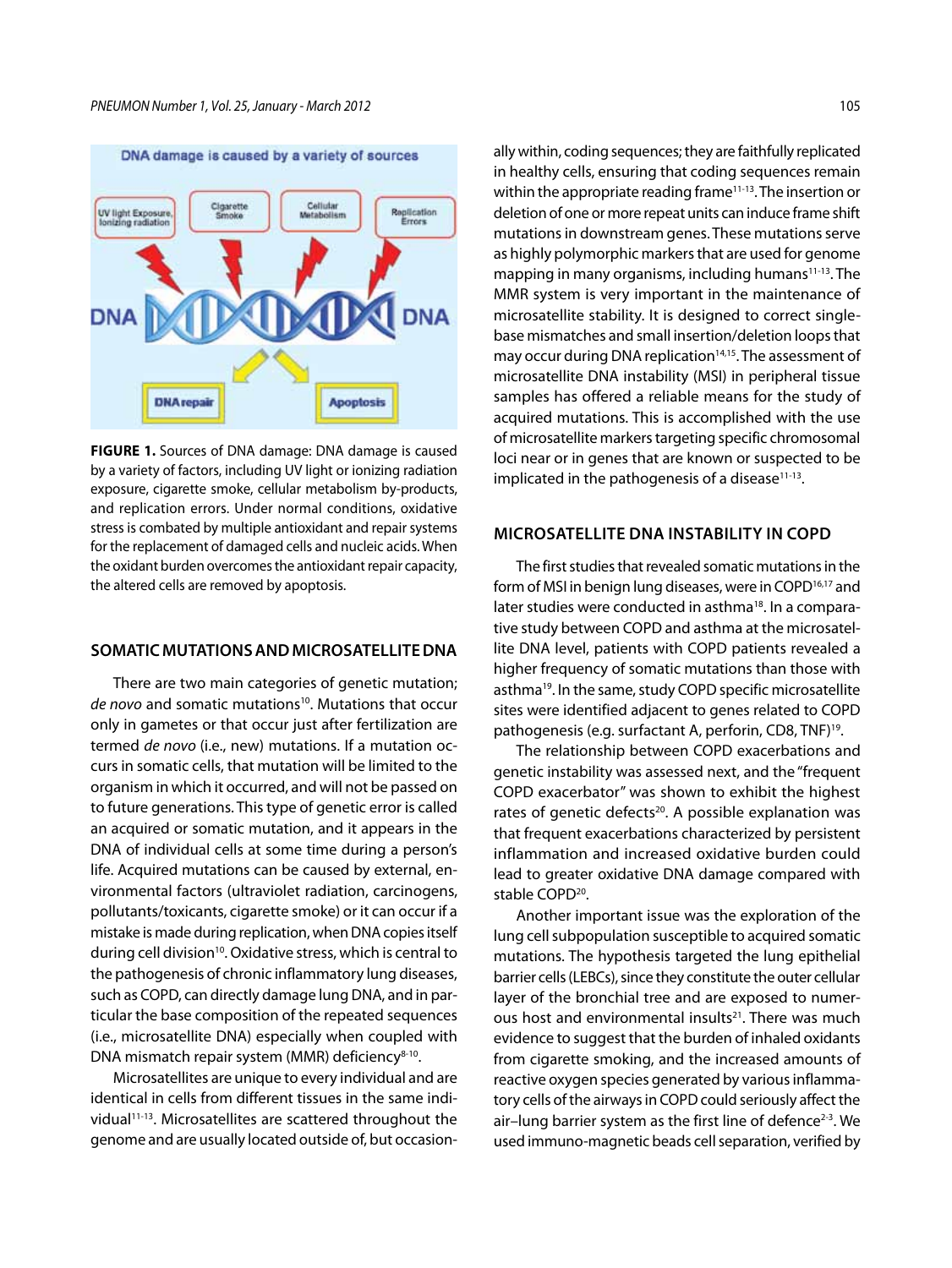**FIGURE 1.** Sources of DNA damage: DNA damage is caused by a variety of factors, including UV light or ionizing radiation exposure, cigarette smoke, cellular metabolism by-products, and replication errors. Under normal conditions, oxidative stress is combated by multiple antioxidant and repair systems for the replacement of damaged cells and nucleic acids. When the oxidant burden overcomes the antioxidant repair capacity, the altered cells are removed by apoptosis.

## SOMATIC MUTATIONS AND MICROSATELLITE DNA

There are two main categories of genetic mutation; *de novo* and somatic mutations[10]. Mutations that occur only in gametes or that occur just after fertilization are termed *de novo* (i.e., new) mutations. If a mutation occurs in somatic cells, that mutation will be limited to the organism in which it occurred, and will not be passed on to future generations. This type of genetic error is called an acquired or somatic mutation, and it appears in the DNA of individual cells at some time during a person's life. Acquired mutations can be caused by external, environmental factors (ultraviolet radiation, carcinogens, pollutants/toxicants, cigarette smoke) or it can occur if a mistake is made during replication, when DNA copies itself during cell division[10]. Oxidative stress, which is central to the pathogenesis of chronic inflammatory lung diseases, such as COPD, can directly damage lung DNA, and in particular the base composition of the repeated sequences (i.e., microsatellite DNA) especially when coupled with DNA mismatch repair system (MMR) deficiency[8-10].

Microsatellites are unique to every individual and are identical in cells from different tissues in the same individual[11-13]. Microsatellites are scattered throughout the genome and are usually located outside of, but occasionally within, coding sequences; they are faithfully replicated in healthy cells, ensuring that coding sequences remain within the appropriate reading frame[11-13]. The insertion or deletion of one or more repeat units can induce frame shift mutations in downstream genes. These mutations serve as highly polymorphic markers that are used for genome mapping in many organisms, including humans[11-13]. The MMR system is very important in the maintenance of microsatellite stability. It is designed to correct single-base mismatches and small insertion/deletion loops that may occur during DNA replication[14,15]. The assessment of microsatellite DNA instability (MSI) in peripheral tissue samples has offered a reliable means for the study of acquired mutations. This is accomplished with the use of microsatellite markers targeting specific chromosomal loci near or in genes that are known or suspected to be implicated in the pathogenesis of a disease[11-13].

## MICROSATELLITE DNA INSTABILITY IN COPD

The first studies that revealed somatic mutations in the form of MSI in benign lung diseases, were in COPD[16,17] and later studies were conducted in asthma[18]. In a comparative study between COPD and asthma at the microsatellite DNA level, patients with COPD patients revealed a higher frequency of somatic mutations than those with asthma[19]. In the same, study COPD specific microsatellite sites were identified adjacent to genes related to COPD pathogenesis (e.g. surfactant A, perforin, CD8, TNF)[19].

The relationship between COPD exacerbations and genetic instability was assessed next, and the "frequent COPD exacerbator" was shown to exhibit the highest rates of genetic defects[20]. A possible explanation was that frequent exacerbations characterized by persistent inflammation and increased oxidative burden could lead to greater oxidative DNA damage compared with stable COPD[20].

Another important issue was the exploration of the lung cell subpopulation susceptible to acquired somatic mutations. The hypothesis targeted the lung epithelial barrier cells (LEBCs), since they constitute the outer cellular layer of the bronchial tree and are exposed to numerous host and environmental insults[21]. There was much evidence to suggest that the burden of inhaled oxidants from cigarette smoking, and the increased amounts of reactive oxygen species generated by various inflammatory cells of the airways in COPD could seriously affect the air–lung barrier system as the first line of defence[2-3]. We used immuno-magnetic beads cell separation, verified by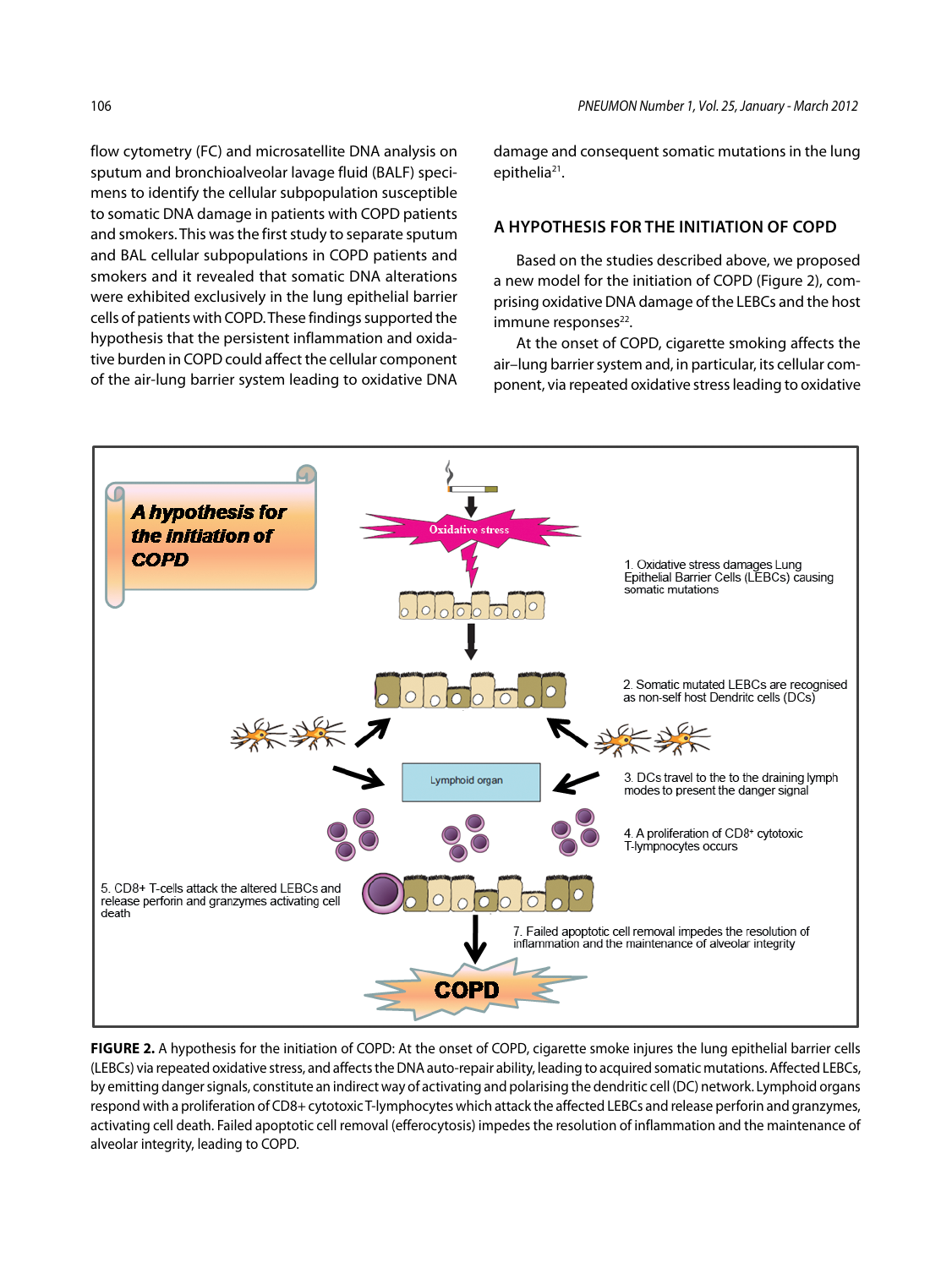flow cytometry (FC) and microsatellite DNA analysis on sputum and bronchioalveolar lavage fluid (BALF) specimens to identify the cellular subpopulation susceptible to somatic DNA damage in patients with COPD patients and smokers. This was the first study to separate sputum and BAL cellular subpopulations in COPD patients and smokers and it revealed that somatic DNA alterations were exhibited exclusively in the lung epithelial barrier cells of patients with COPD. These findings supported the hypothesis that the persistent inflammation and oxidative burden in COPD could affect the cellular component of the air-lung barrier system leading to oxidative DNA damage and consequent somatic mutations in the lung epithelia[21].

## A HYPOTHESIS FOR THE INITIATION OF COPD

Based on the studies described above, we proposed a new model for the initiation of COPD (Figure 2), comprising oxidative DNA damage of the LEBCs and the host immune responses[22].

At the onset of COPD, cigarette smoking affects the air–lung barrier system and, in particular, its cellular component, via repeated oxidative stress leading to oxidative

**FIGURE 2.** A hypothesis for the initiation of COPD: At the onset of COPD, cigarette smoke injures the lung epithelial barrier cells (LEBCs) via repeated oxidative stress, and affects the DNA auto-repair ability, leading to acquired somatic mutations. Affected LEBCs, by emitting danger signals, constitute an indirect way of activating and polarising the dendritic cell (DC) network. Lymphoid organs respond with a proliferation of CD8+ cytotoxic T-lymphocytes which attack the affected LEBCs and release perforin and granzymes, activating cell death. Failed apoptotic cell removal (efferocytosis) impedes the resolution of inflammation and the maintenance of alveolar integrity, leading to COPD.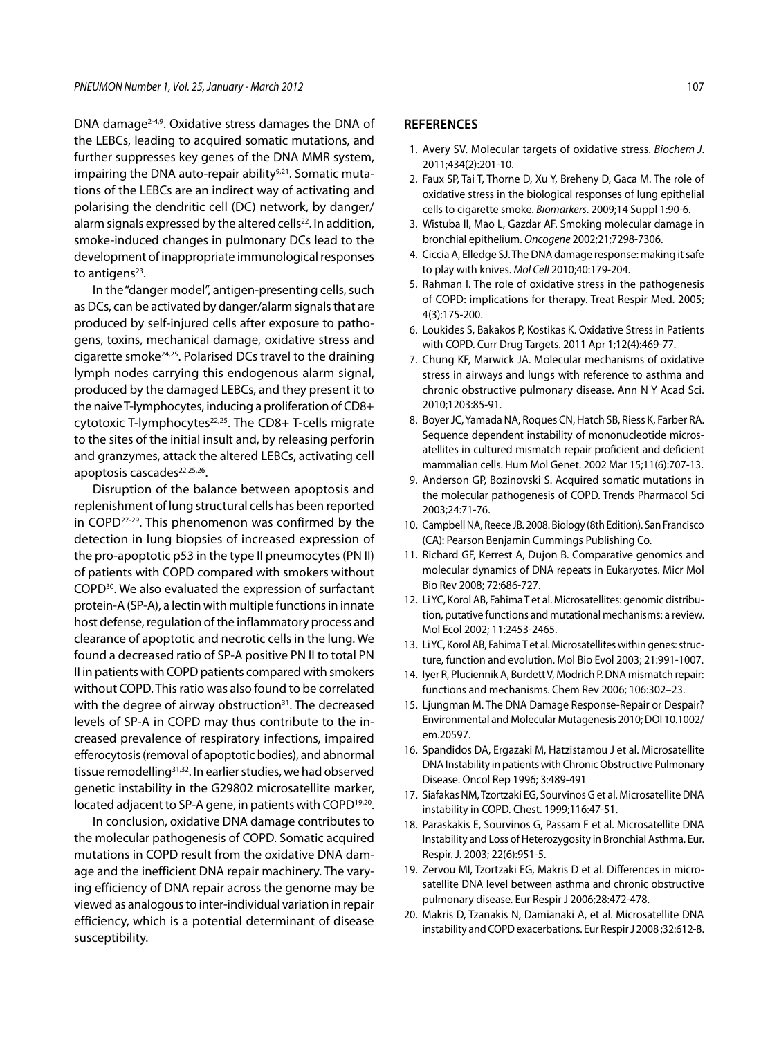DNA damage[2-4,9]. Oxidative stress damages the DNA of the LEBCs, leading to acquired somatic mutations, and further suppresses key genes of the DNA MMR system, impairing the DNA auto-repair ability[9,21]. Somatic mutations of the LEBCs are an indirect way of activating and polarising the dendritic cell (DC) network, by danger/alarm signals expressed by the altered cells[22]. In addition, smoke-induced changes in pulmonary DCs lead to the development of inappropriate immunological responses to antigens[23].

In the "danger model", antigen-presenting cells, such as DCs, can be activated by danger/alarm signals that are produced by self-injured cells after exposure to pathogens, toxins, mechanical damage, oxidative stress and cigarette smoke[24,25]. Polarised DCs travel to the draining lymph nodes carrying this endogenous alarm signal, produced by the damaged LEBCs, and they present it to the naive T-lymphocytes, inducing a proliferation of CD8+ cytotoxic T-lymphocytes[22,25]. The CD8+ T-cells migrate to the sites of the initial insult and, by releasing perforin and granzymes, attack the altered LEBCs, activating cell apoptosis cascades[22,25,26].

Disruption of the balance between apoptosis and replenishment of lung structural cells has been reported in COPD[27-29]. This phenomenon was confirmed by the detection in lung biopsies of increased expression of the pro-apoptotic p53 in the type II pneumocytes (PN II) of patients with COPD compared with smokers without COPD[30]. We also evaluated the expression of surfactant protein-A (SP-A), a lectin with multiple functions in innate host defense, regulation of the inflammatory process and clearance of apoptotic and necrotic cells in the lung. We found a decreased ratio of SP-A positive PN II to total PN II in patients with COPD patients compared with smokers without COPD. This ratio was also found to be correlated with the degree of airway obstruction[31]. The decreased levels of SP-A in COPD may thus contribute to the increased prevalence of respiratory infections, impaired efferocytosis (removal of apoptotic bodies), and abnormal tissue remodelling[31,32]. In earlier studies, we had observed genetic instability in the G29802 microsatellite marker, located adjacent to SP-A gene, in patients with COPD[19,20].

In conclusion, oxidative DNA damage contributes to the molecular pathogenesis of COPD. Somatic acquired mutations in COPD result from the oxidative DNA damage and the inefficient DNA repair machinery. The varying efficiency of DNA repair across the genome may be viewed as analogous to inter-individual variation in repair efficiency, which is a potential determinant of disease susceptibility.

## REFERENCES

1. Avery SV. Molecular targets of oxidative stress. *Biochem J*. 2011;434(2):201-10.
2. Faux SP, Tai T, Thorne D, Xu Y, Breheny D, Gaca M. The role of oxidative stress in the biological responses of lung epithelial cells to cigarette smoke. *Biomarkers*. 2009;14 Suppl 1:90-6.
3. Wistuba II, Mao L, Gazdar AF. Smoking molecular damage in bronchial epithelium. *Oncogene* 2002;21;7298-7306.
4. Ciccia A, Elledge SJ. The DNA damage response: making it safe to play with knives. *Mol Cell* 2010;40:179-204.
5. Rahman I. The role of oxidative stress in the pathogenesis of COPD: implications for therapy. Treat Respir Med. 2005; 4(3):175-200.
6. Loukides S, Bakakos P, Kostikas K. Oxidative Stress in Patients with COPD. Curr Drug Targets. 2011 Apr 1;12(4):469-77.
7. Chung KF, Marwick JA. Molecular mechanisms of oxidative stress in airways and lungs with reference to asthma and chronic obstructive pulmonary disease. Ann N Y Acad Sci. 2010;1203:85-91.
8. Boyer JC, Yamada NA, Roques CN, Hatch SB, Riess K, Farber RA. Sequence dependent instability of mononucleotide microsatellites in cultured mismatch repair proficient and deficient mammalian cells. Hum Mol Genet. 2002 Mar 15;11(6):707-13.
9. Anderson GP, Bozinovski S. Acquired somatic mutations in the molecular pathogenesis of COPD. Trends Pharmacol Sci 2003;24:71-76.
10. Campbell NA, Reece JB. 2008. Biology (8th Edition). San Francisco (CA): Pearson Benjamin Cummings Publishing Co.
11. Richard GF, Kerrest A, Dujon B. Comparative genomics and molecular dynamics of DNA repeats in Eukaryotes. Micr Mol Bio Rev 2008; 72:686-727.
12. Li YC, Korol AB, Fahima T et al. Microsatellites: genomic distribution, putative functions and mutational mechanisms: a review. Mol Ecol 2002; 11:2453-2465.
13. Li YC, Korol AB, Fahima T et al. Microsatellites within genes: structure, function and evolution. Mol Bio Evol 2003; 21:991-1007.
14. Iyer R, Pluciennik A, Burdett V, Modrich P. DNA mismatch repair: functions and mechanisms. Chem Rev 2006; 106:302–23.
15. Ljungman M. The DNA Damage Response-Repair or Despair? Environmental and Molecular Mutagenesis 2010; DOI 10.1002/em.20597.
16. Spandidos DA, Ergazaki M, Hatzistamou J et al. Microsatellite DNA Instability in patients with Chronic Obstructive Pulmonary Disease. Oncol Rep 1996; 3:489-491
17. Siafakas NM, Tzortzaki EG, Sourvinos G et al. Microsatellite DNA instability in COPD. Chest. 1999;116:47-51.
18. Paraskakis E, Sourvinos G, Passam F et al. Microsatellite DNA Instability and Loss of Heterozygosity in Bronchial Asthma. Eur. Respir. J. 2003; 22(6):951-5.
19. Zervou MI, Tzortzaki EG, Makris D et al. Differences in microsatellite DNA level between asthma and chronic obstructive pulmonary disease. Eur Respir J 2006;28:472-478.
20. Makris D, Tzanakis N, Damianaki A, et al. Microsatellite DNA instability and COPD exacerbations. Eur Respir J 2008 ;32:612-8.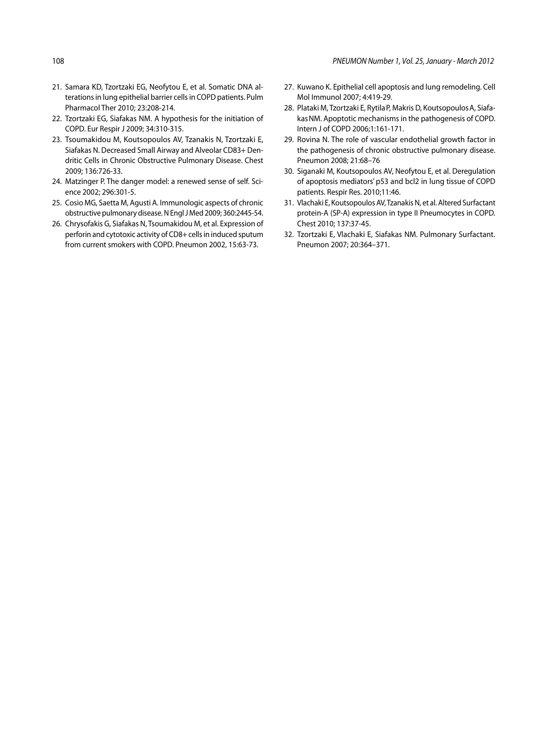21. Samara KD, Tzortzaki EG, Neofytou E, et al. Somatic DNA alterations in lung epithelial barrier cells in COPD patients. Pulm Pharmacol Ther 2010; 23:208-214.
22. Tzortzaki EG, Siafakas NM. A hypothesis for the initiation of COPD. Eur Respir J 2009; 34:310-315.
23. Tsoumakidou M, Koutsopoulos AV, Tzanakis N, Tzortzaki E, Siafakas N. Decreased Small Airway and Alveolar CD83+ Dendritic Cells in Chronic Obstructive Pulmonary Disease. Chest 2009; 136:726-33.
24. Matzinger P. The danger model: a renewed sense of self. Science 2002; 296:301-5.
25. Cosio MG, Saetta M, Agusti A. Immunologic aspects of chronic obstructive pulmonary disease. N Engl J Med 2009; 360:2445-54.
26. Chrysofakis G, Siafakas N, Tsoumakidou M, et al. Expression of perforin and cytotoxic activity of CD8+ cells in induced sputum from current smokers with COPD. Pneumon 2002, 15:63-73.
27. Kuwano K. Epithelial cell apoptosis and lung remodeling. Cell Mol Immunol 2007; 4:419-29.
28. Plataki M, Tzortzaki E, Rytila P, Makris D, Koutsopoulos A, Siafakas NM. Apoptotic mechanisms in the pathogenesis of COPD. Intern J of COPD 2006;1:161-171.
29. Rovina N. The role of vascular endothelial growth factor in the pathogenesis of chronic obstructive pulmonary disease. Pneumon 2008; 21:68–76
30. Siganaki M, Koutsopoulos AV, Neofytou E, et al. Deregulation of apoptosis mediators' p53 and bcl2 in lung tissue of COPD patients. Respir Res. 2010;11:46.
31. Vlachaki E, Koutsopoulos AV, Tzanakis N, et al. Altered Surfactant protein-A (SP-A) expression in type II Pneumocytes in COPD. Chest 2010; 137:37-45.
32. Tzortzaki E, Vlachaki E, Siafakas NM. Pulmonary Surfactant. Pneumon 2007; 20:364–371.